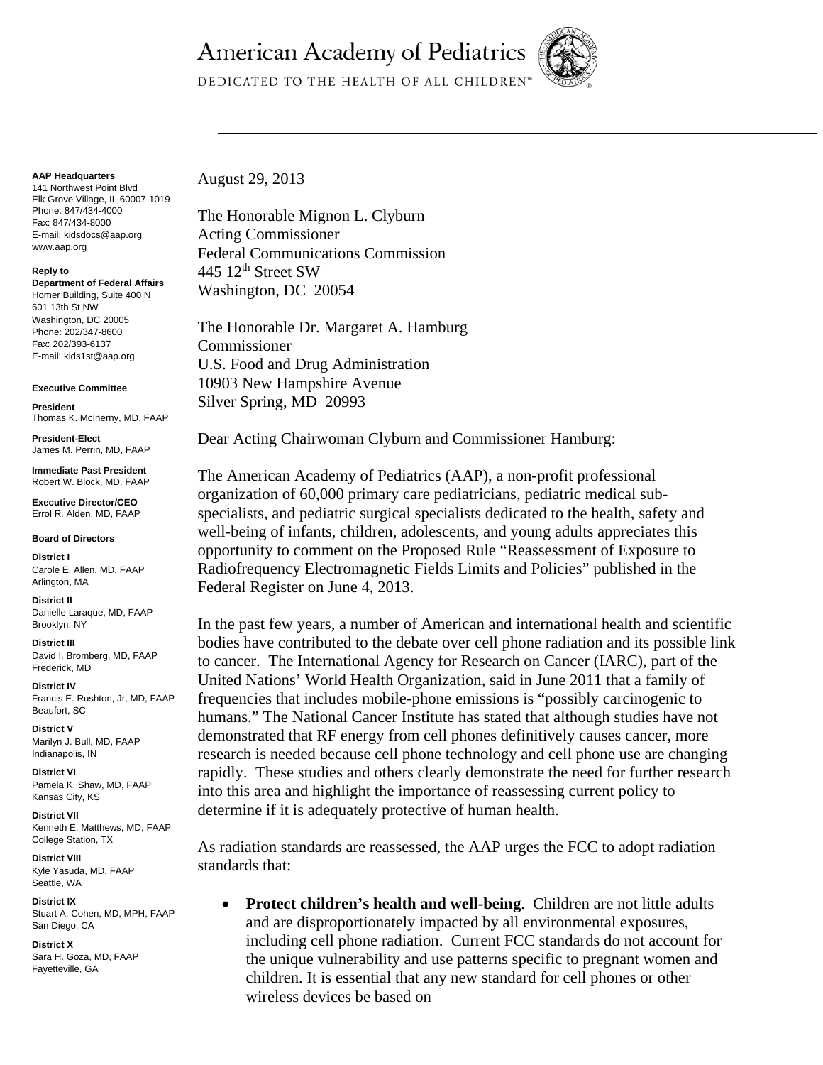# American Academy of Pediatrics

DEDICATED TO THE HEALTH OF ALL CHILDREN™

**AAP Headquarters**
141 Northwest Point Blvd
Elk Grove Village, IL 60007-1019
Phone: 847/434-4000
Fax: 847/434-8000
E-mail: kidsdocs@aap.org
www.aap.org

**Reply to**
**Department of Federal Affairs**
Homer Building, Suite 400 N
601 13th St NW
Washington, DC 20005
Phone: 202/347-8600
Fax: 202/393-6137
E-mail: kids1st@aap.org

**Executive Committee**

**President**
Thomas K. McInerny, MD, FAAP

**President-Elect**
James M. Perrin, MD, FAAP

**Immediate Past President**
Robert W. Block, MD, FAAP

**Executive Director/CEO**
Errol R. Alden, MD, FAAP

**Board of Directors**

**District I**
Carole E. Allen, MD, FAAP
Arlington, MA

**District II**
Danielle Laraque, MD, FAAP
Brooklyn, NY

**District III**
David I. Bromberg, MD, FAAP
Frederick, MD

**District IV**
Francis E. Rushton, Jr, MD, FAAP
Beaufort, SC

**District V**
Marilyn J. Bull, MD, FAAP
Indianapolis, IN

**District VI**
Pamela K. Shaw, MD, FAAP
Kansas City, KS

**District VII**
Kenneth E. Matthews, MD, FAAP
College Station, TX

**District VIII**
Kyle Yasuda, MD, FAAP
Seattle, WA

**District IX**
Stuart A. Cohen, MD, MPH, FAAP
San Diego, CA

**District X**
Sara H. Goza, MD, FAAP
Fayetteville, GA

---

August 29, 2013

The Honorable Mignon L. Clyburn
Acting Commissioner
Federal Communications Commission
445 12th Street SW
Washington, DC 20054

The Honorable Dr. Margaret A. Hamburg
Commissioner
U.S. Food and Drug Administration
10903 New Hampshire Avenue
Silver Spring, MD 20993

Dear Acting Chairwoman Clyburn and Commissioner Hamburg:

The American Academy of Pediatrics (AAP), a non-profit professional organization of 60,000 primary care pediatricians, pediatric medical sub-specialists, and pediatric surgical specialists dedicated to the health, safety and well-being of infants, children, adolescents, and young adults appreciates this opportunity to comment on the Proposed Rule "Reassessment of Exposure to Radiofrequency Electromagnetic Fields Limits and Policies" published in the Federal Register on June 4, 2013.

In the past few years, a number of American and international health and scientific bodies have contributed to the debate over cell phone radiation and its possible link to cancer. The International Agency for Research on Cancer (IARC), part of the United Nations' World Health Organization, said in June 2011 that a family of frequencies that includes mobile-phone emissions is "possibly carcinogenic to humans." The National Cancer Institute has stated that although studies have not demonstrated that RF energy from cell phones definitively causes cancer, more research is needed because cell phone technology and cell phone use are changing rapidly. These studies and others clearly demonstrate the need for further research into this area and highlight the importance of reassessing current policy to determine if it is adequately protective of human health.

As radiation standards are reassessed, the AAP urges the FCC to adopt radiation standards that:

- **Protect children's health and well-being**. Children are not little adults and are disproportionately impacted by all environmental exposures, including cell phone radiation. Current FCC standards do not account for the unique vulnerability and use patterns specific to pregnant women and children. It is essential that any new standard for cell phones or other wireless devices be based on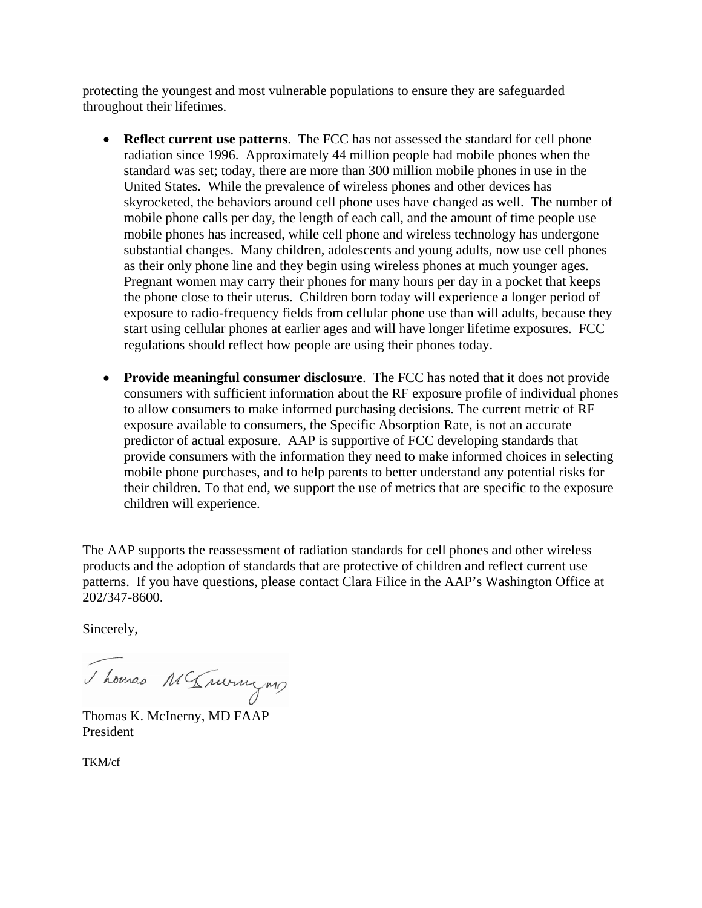protecting the youngest and most vulnerable populations to ensure they are safeguarded throughout their lifetimes.

- **Reflect current use patterns**. The FCC has not assessed the standard for cell phone radiation since 1996. Approximately 44 million people had mobile phones when the standard was set; today, there are more than 300 million mobile phones in use in the United States. While the prevalence of wireless phones and other devices has skyrocketed, the behaviors around cell phone uses have changed as well. The number of mobile phone calls per day, the length of each call, and the amount of time people use mobile phones has increased, while cell phone and wireless technology has undergone substantial changes. Many children, adolescents and young adults, now use cell phones as their only phone line and they begin using wireless phones at much younger ages. Pregnant women may carry their phones for many hours per day in a pocket that keeps the phone close to their uterus. Children born today will experience a longer period of exposure to radio-frequency fields from cellular phone use than will adults, because they start using cellular phones at earlier ages and will have longer lifetime exposures. FCC regulations should reflect how people are using their phones today.

- **Provide meaningful consumer disclosure**. The FCC has noted that it does not provide consumers with sufficient information about the RF exposure profile of individual phones to allow consumers to make informed purchasing decisions. The current metric of RF exposure available to consumers, the Specific Absorption Rate, is not an accurate predictor of actual exposure. AAP is supportive of FCC developing standards that provide consumers with the information they need to make informed choices in selecting mobile phone purchases, and to help parents to better understand any potential risks for their children. To that end, we support the use of metrics that are specific to the exposure children will experience.

The AAP supports the reassessment of radiation standards for cell phones and other wireless products and the adoption of standards that are protective of children and reflect current use patterns. If you have questions, please contact Clara Filice in the AAP's Washington Office at 202/347-8600.

Sincerely,

Thomas K. McInerny, MD FAAP
President

TKM/cf